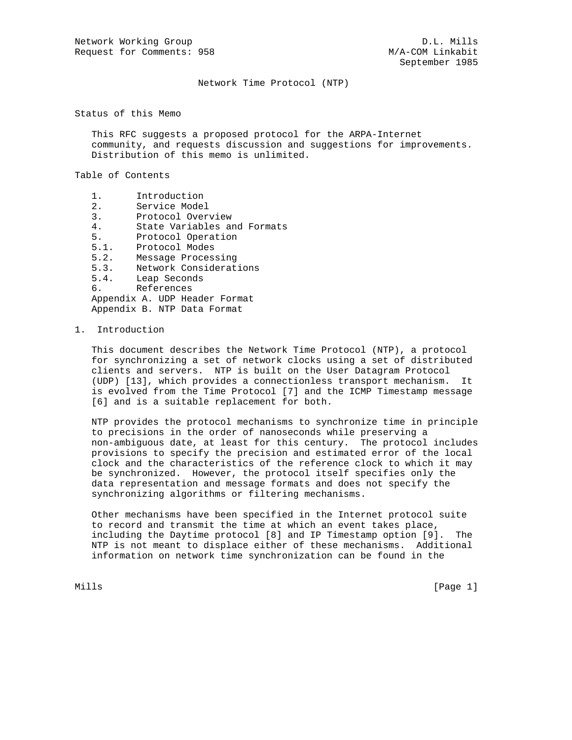Network Working Group D.L. Mills
Request for Comments: 958 M/A-COM Linkabit
September 1985

# Network Time Protocol (NTP)

## Status of this Memo

This RFC suggests a proposed protocol for the ARPA-Internet community, and requests discussion and suggestions for improvements. Distribution of this memo is unlimited.

## Table of Contents

1. Introduction
2. Service Model
3. Protocol Overview
4. State Variables and Formats
5. Protocol Operation
5.1. Protocol Modes
5.2. Message Processing
5.3. Network Considerations
5.4. Leap Seconds
6. References

Appendix A. UDP Header Format
Appendix B. NTP Data Format

## 1. Introduction

This document describes the Network Time Protocol (NTP), a protocol for synchronizing a set of network clocks using a set of distributed clients and servers. NTP is built on the User Datagram Protocol (UDP) [13], which provides a connectionless transport mechanism. It is evolved from the Time Protocol [7] and the ICMP Timestamp message [6] and is a suitable replacement for both.

NTP provides the protocol mechanisms to synchronize time in principle to precisions in the order of nanoseconds while preserving a non-ambiguous date, at least for this century. The protocol includes provisions to specify the precision and estimated error of the local clock and the characteristics of the reference clock to which it may be synchronized. However, the protocol itself specifies only the data representation and message formats and does not specify the synchronizing algorithms or filtering mechanisms.

Other mechanisms have been specified in the Internet protocol suite to record and transmit the time at which an event takes place, including the Daytime protocol [8] and IP Timestamp option [9]. The NTP is not meant to displace either of these mechanisms. Additional information on network time synchronization can be found in the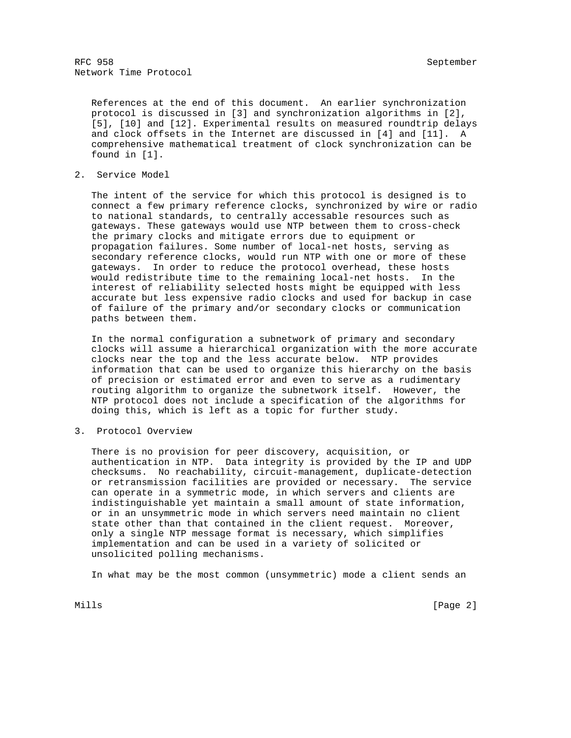References at the end of this document. An earlier synchronization protocol is discussed in [3] and synchronization algorithms in [2], [5], [10] and [12]. Experimental results on measured roundtrip delays and clock offsets in the Internet are discussed in [4] and [11]. A comprehensive mathematical treatment of clock synchronization can be found in [1].

## 2. Service Model

The intent of the service for which this protocol is designed is to connect a few primary reference clocks, synchronized by wire or radio to national standards, to centrally accessable resources such as gateways. These gateways would use NTP between them to cross-check the primary clocks and mitigate errors due to equipment or propagation failures. Some number of local-net hosts, serving as secondary reference clocks, would run NTP with one or more of these gateways. In order to reduce the protocol overhead, these hosts would redistribute time to the remaining local-net hosts. In the interest of reliability selected hosts might be equipped with less accurate but less expensive radio clocks and used for backup in case of failure of the primary and/or secondary clocks or communication paths between them.

In the normal configuration a subnetwork of primary and secondary clocks will assume a hierarchical organization with the more accurate clocks near the top and the less accurate below. NTP provides information that can be used to organize this hierarchy on the basis of precision or estimated error and even to serve as a rudimentary routing algorithm to organize the subnetwork itself. However, the NTP protocol does not include a specification of the algorithms for doing this, which is left as a topic for further study.

## 3. Protocol Overview

There is no provision for peer discovery, acquisition, or authentication in NTP. Data integrity is provided by the IP and UDP checksums. No reachability, circuit-management, duplicate-detection or retransmission facilities are provided or necessary. The service can operate in a symmetric mode, in which servers and clients are indistinguishable yet maintain a small amount of state information, or in an unsymmetric mode in which servers need maintain no client state other than that contained in the client request. Moreover, only a single NTP message format is necessary, which simplifies implementation and can be used in a variety of solicited or unsolicited polling mechanisms.

In what may be the most common (unsymmetric) mode a client sends an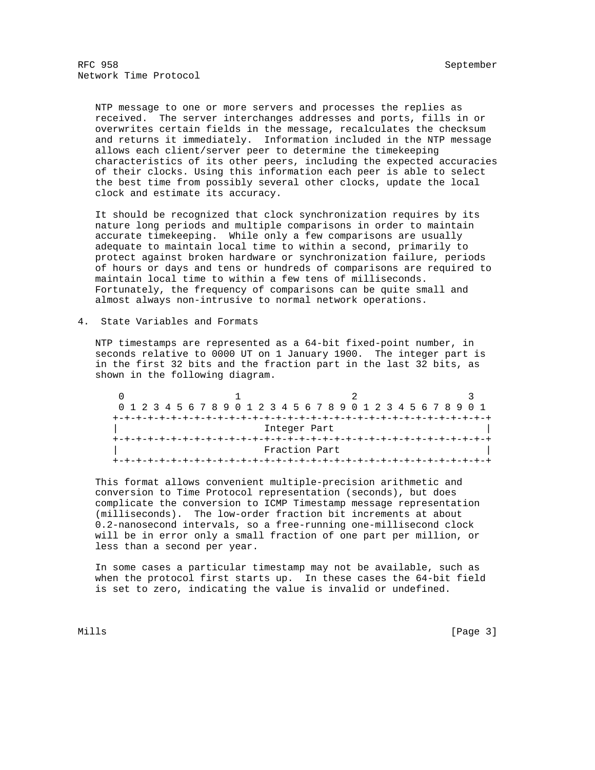NTP message to one or more servers and processes the replies as received. The server interchanges addresses and ports, fills in or overwrites certain fields in the message, recalculates the checksum and returns it immediately. Information included in the NTP message allows each client/server peer to determine the timekeeping characteristics of its other peers, including the expected accuracies of their clocks. Using this information each peer is able to select the best time from possibly several other clocks, update the local clock and estimate its accuracy.

It should be recognized that clock synchronization requires by its nature long periods and multiple comparisons in order to maintain accurate timekeeping. While only a few comparisons are usually adequate to maintain local time to within a second, primarily to protect against broken hardware or synchronization failure, periods of hours or days and tens or hundreds of comparisons are required to maintain local time to within a few tens of milliseconds. Fortunately, the frequency of comparisons can be quite small and almost always non-intrusive to normal network operations.

## 4. State Variables and Formats

NTP timestamps are represented as a 64-bit fixed-point number, in seconds relative to 0000 UT on 1 January 1900. The integer part is in the first 32 bits and the fraction part in the last 32 bits, as shown in the following diagram.

```
 0                   1                   2                   3
 0 1 2 3 4 5 6 7 8 9 0 1 2 3 4 5 6 7 8 9 0 1 2 3 4 5 6 7 8 9 0 1
+-+-+-+-+-+-+-+-+-+-+-+-+-+-+-+-+-+-+-+-+-+-+-+-+-+-+-+-+-+-+-+-+
|                         Integer Part                          |
+-+-+-+-+-+-+-+-+-+-+-+-+-+-+-+-+-+-+-+-+-+-+-+-+-+-+-+-+-+-+-+-+
|                         Fraction Part                         |
+-+-+-+-+-+-+-+-+-+-+-+-+-+-+-+-+-+-+-+-+-+-+-+-+-+-+-+-+-+-+-+-+
```

This format allows convenient multiple-precision arithmetic and conversion to Time Protocol representation (seconds), but does complicate the conversion to ICMP Timestamp message representation (milliseconds). The low-order fraction bit increments at about 0.2-nanosecond intervals, so a free-running one-millisecond clock will be in error only a small fraction of one part per million, or less than a second per year.

In some cases a particular timestamp may not be available, such as when the protocol first starts up. In these cases the 64-bit field is set to zero, indicating the value is invalid or undefined.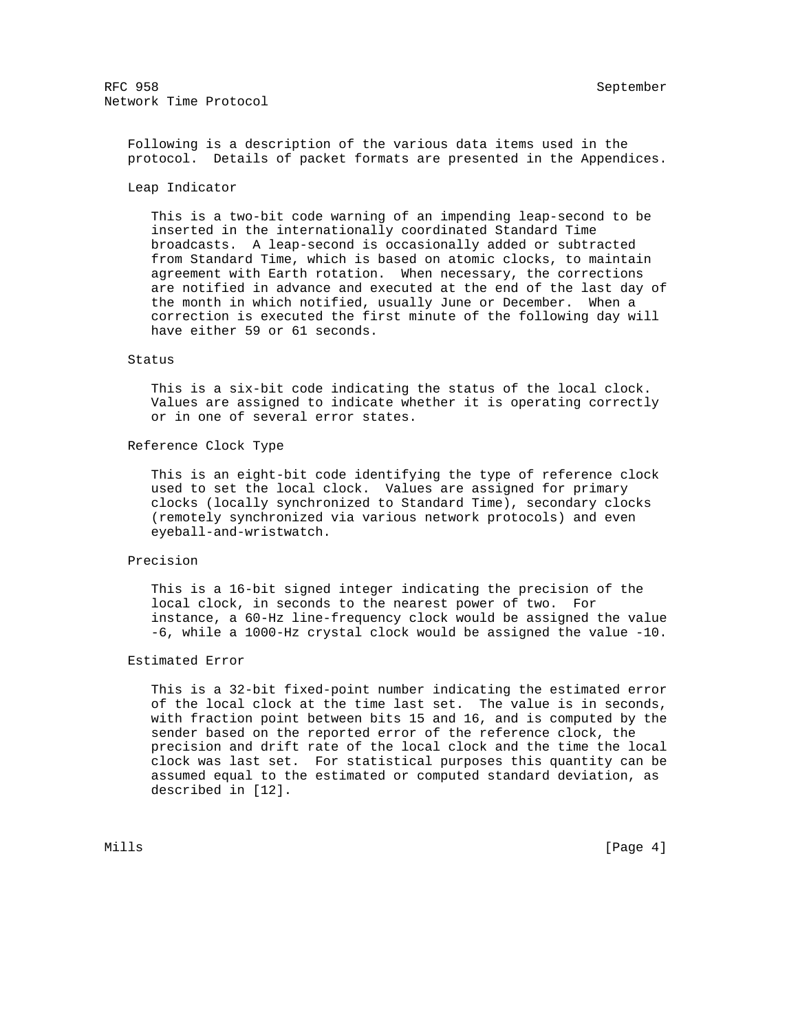Following is a description of the various data items used in the protocol. Details of packet formats are presented in the Appendices.

### Leap Indicator

This is a two-bit code warning of an impending leap-second to be inserted in the internationally coordinated Standard Time broadcasts. A leap-second is occasionally added or subtracted from Standard Time, which is based on atomic clocks, to maintain agreement with Earth rotation. When necessary, the corrections are notified in advance and executed at the end of the last day of the month in which notified, usually June or December. When a correction is executed the first minute of the following day will have either 59 or 61 seconds.

### Status

This is a six-bit code indicating the status of the local clock. Values are assigned to indicate whether it is operating correctly or in one of several error states.

### Reference Clock Type

This is an eight-bit code identifying the type of reference clock used to set the local clock. Values are assigned for primary clocks (locally synchronized to Standard Time), secondary clocks (remotely synchronized via various network protocols) and even eyeball-and-wristwatch.

### Precision

This is a 16-bit signed integer indicating the precision of the local clock, in seconds to the nearest power of two. For instance, a 60-Hz line-frequency clock would be assigned the value -6, while a 1000-Hz crystal clock would be assigned the value -10.

### Estimated Error

This is a 32-bit fixed-point number indicating the estimated error of the local clock at the time last set. The value is in seconds, with fraction point between bits 15 and 16, and is computed by the sender based on the reported error of the reference clock, the precision and drift rate of the local clock and the time the local clock was last set. For statistical purposes this quantity can be assumed equal to the estimated or computed standard deviation, as described in [12].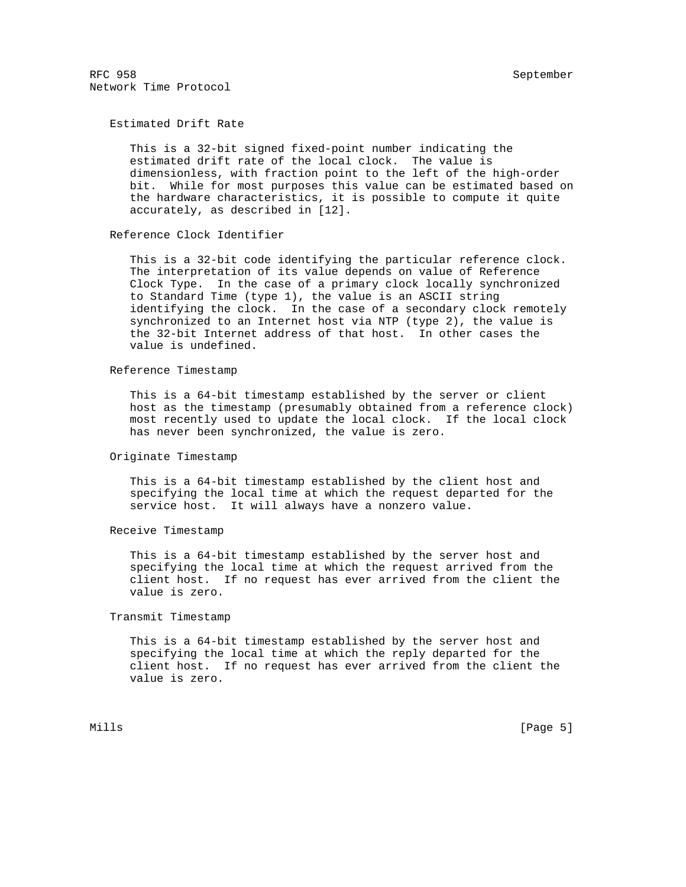### Estimated Drift Rate

This is a 32-bit signed fixed-point number indicating the estimated drift rate of the local clock. The value is dimensionless, with fraction point to the left of the high-order bit. While for most purposes this value can be estimated based on the hardware characteristics, it is possible to compute it quite accurately, as described in [12].

### Reference Clock Identifier

This is a 32-bit code identifying the particular reference clock. The interpretation of its value depends on value of Reference Clock Type. In the case of a primary clock locally synchronized to Standard Time (type 1), the value is an ASCII string identifying the clock. In the case of a secondary clock remotely synchronized to an Internet host via NTP (type 2), the value is the 32-bit Internet address of that host. In other cases the value is undefined.

### Reference Timestamp

This is a 64-bit timestamp established by the server or client host as the timestamp (presumably obtained from a reference clock) most recently used to update the local clock. If the local clock has never been synchronized, the value is zero.

### Originate Timestamp

This is a 64-bit timestamp established by the client host and specifying the local time at which the request departed for the service host. It will always have a nonzero value.

### Receive Timestamp

This is a 64-bit timestamp established by the server host and specifying the local time at which the request arrived from the client host. If no request has ever arrived from the client the value is zero.

### Transmit Timestamp

This is a 64-bit timestamp established by the server host and specifying the local time at which the reply departed for the client host. If no request has ever arrived from the client the value is zero.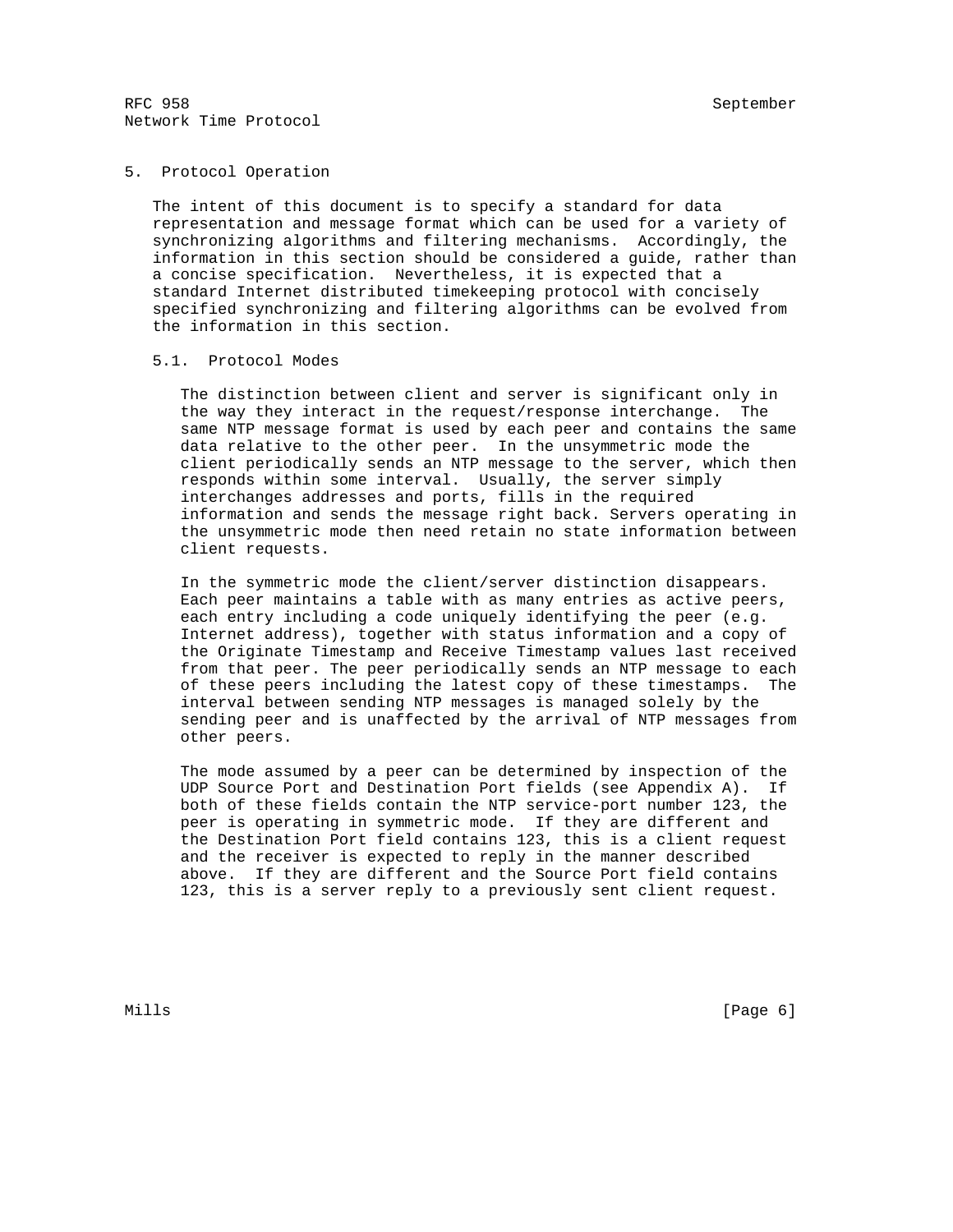## 5. Protocol Operation

The intent of this document is to specify a standard for data representation and message format which can be used for a variety of synchronizing algorithms and filtering mechanisms. Accordingly, the information in this section should be considered a guide, rather than a concise specification. Nevertheless, it is expected that a standard Internet distributed timekeeping protocol with concisely specified synchronizing and filtering algorithms can be evolved from the information in this section.

### 5.1. Protocol Modes

The distinction between client and server is significant only in the way they interact in the request/response interchange. The same NTP message format is used by each peer and contains the same data relative to the other peer. In the unsymmetric mode the client periodically sends an NTP message to the server, which then responds within some interval. Usually, the server simply interchanges addresses and ports, fills in the required information and sends the message right back. Servers operating in the unsymmetric mode then need retain no state information between client requests.

In the symmetric mode the client/server distinction disappears. Each peer maintains a table with as many entries as active peers, each entry including a code uniquely identifying the peer (e.g. Internet address), together with status information and a copy of the Originate Timestamp and Receive Timestamp values last received from that peer. The peer periodically sends an NTP message to each of these peers including the latest copy of these timestamps. The interval between sending NTP messages is managed solely by the sending peer and is unaffected by the arrival of NTP messages from other peers.

The mode assumed by a peer can be determined by inspection of the UDP Source Port and Destination Port fields (see Appendix A). If both of these fields contain the NTP service-port number 123, the peer is operating in symmetric mode. If they are different and the Destination Port field contains 123, this is a client request and the receiver is expected to reply in the manner described above. If they are different and the Source Port field contains 123, this is a server reply to a previously sent client request.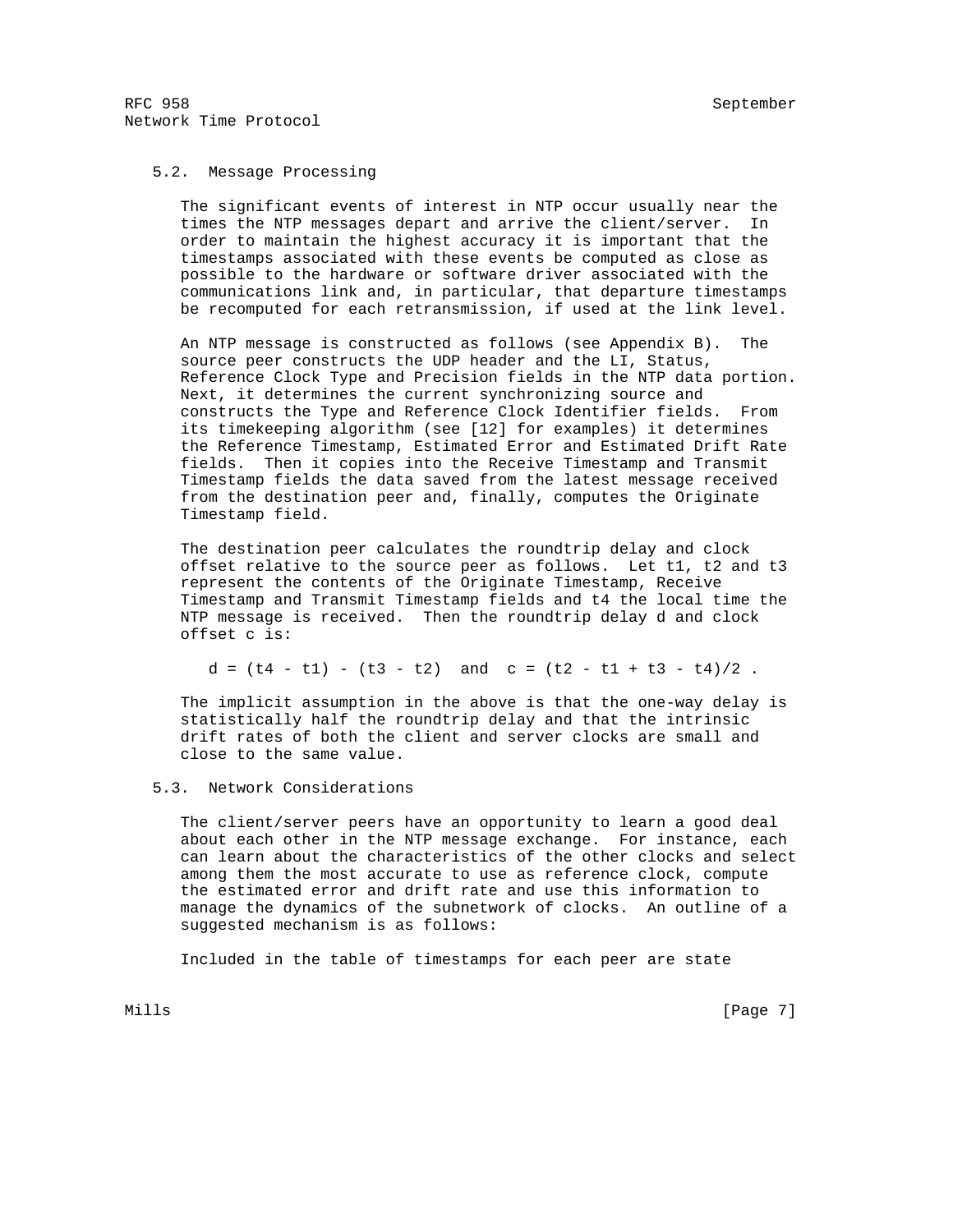### 5.2. Message Processing

The significant events of interest in NTP occur usually near the times the NTP messages depart and arrive the client/server. In order to maintain the highest accuracy it is important that the timestamps associated with these events be computed as close as possible to the hardware or software driver associated with the communications link and, in particular, that departure timestamps be recomputed for each retransmission, if used at the link level.

An NTP message is constructed as follows (see Appendix B). The source peer constructs the UDP header and the LI, Status, Reference Clock Type and Precision fields in the NTP data portion. Next, it determines the current synchronizing source and constructs the Type and Reference Clock Identifier fields. From its timekeeping algorithm (see [12] for examples) it determines the Reference Timestamp, Estimated Error and Estimated Drift Rate fields. Then it copies into the Receive Timestamp and Transmit Timestamp fields the data saved from the latest message received from the destination peer and, finally, computes the Originate Timestamp field.

The destination peer calculates the roundtrip delay and clock offset relative to the source peer as follows. Let $t1$, $t2$ and $t3$ represent the contents of the Originate Timestamp, Receive Timestamp and Transmit Timestamp fields and $t4$ the local time the NTP message is received. Then the roundtrip delay $d$ and clock offset $c$ is:

$$d = (t4 - t1) - (t3 - t2) \quad \text{and} \quad c = (t2 - t1 + t3 - t4)/2 .$$

The implicit assumption in the above is that the one-way delay is statistically half the roundtrip delay and that the intrinsic drift rates of both the client and server clocks are small and close to the same value.

### 5.3. Network Considerations

The client/server peers have an opportunity to learn a good deal about each other in the NTP message exchange. For instance, each can learn about the characteristics of the other clocks and select among them the most accurate to use as reference clock, compute the estimated error and drift rate and use this information to manage the dynamics of the subnetwork of clocks. An outline of a suggested mechanism is as follows:

Included in the table of timestamps for each peer are state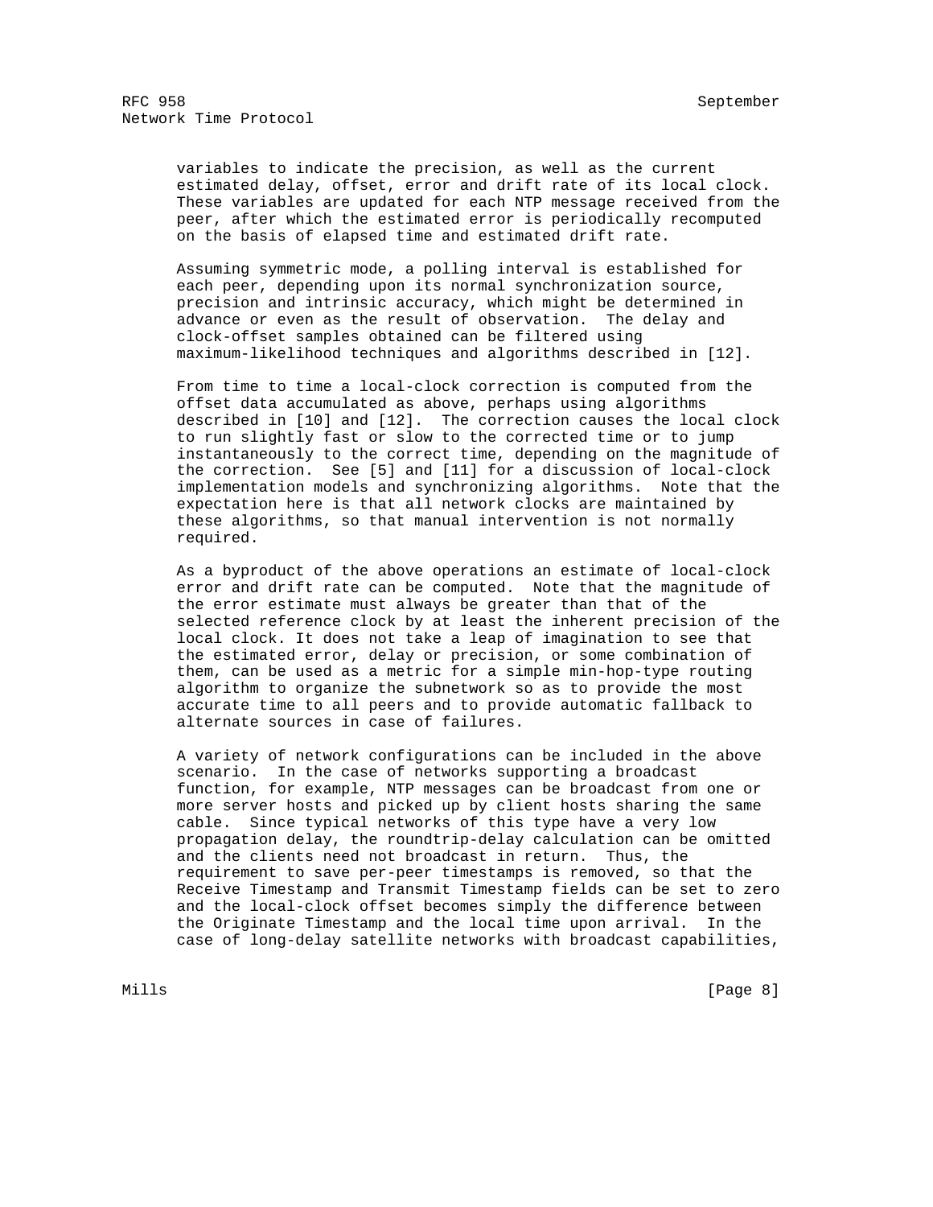variables to indicate the precision, as well as the current estimated delay, offset, error and drift rate of its local clock. These variables are updated for each NTP message received from the peer, after which the estimated error is periodically recomputed on the basis of elapsed time and estimated drift rate.

Assuming symmetric mode, a polling interval is established for each peer, depending upon its normal synchronization source, precision and intrinsic accuracy, which might be determined in advance or even as the result of observation. The delay and clock-offset samples obtained can be filtered using maximum-likelihood techniques and algorithms described in [12].

From time to time a local-clock correction is computed from the offset data accumulated as above, perhaps using algorithms described in [10] and [12]. The correction causes the local clock to run slightly fast or slow to the corrected time or to jump instantaneously to the correct time, depending on the magnitude of the correction. See [5] and [11] for a discussion of local-clock implementation models and synchronizing algorithms. Note that the expectation here is that all network clocks are maintained by these algorithms, so that manual intervention is not normally required.

As a byproduct of the above operations an estimate of local-clock error and drift rate can be computed. Note that the magnitude of the error estimate must always be greater than that of the selected reference clock by at least the inherent precision of the local clock. It does not take a leap of imagination to see that the estimated error, delay or precision, or some combination of them, can be used as a metric for a simple min-hop-type routing algorithm to organize the subnetwork so as to provide the most accurate time to all peers and to provide automatic fallback to alternate sources in case of failures.

A variety of network configurations can be included in the above scenario. In the case of networks supporting a broadcast function, for example, NTP messages can be broadcast from one or more server hosts and picked up by client hosts sharing the same cable. Since typical networks of this type have a very low propagation delay, the roundtrip-delay calculation can be omitted and the clients need not broadcast in return. Thus, the requirement to save per-peer timestamps is removed, so that the Receive Timestamp and Transmit Timestamp fields can be set to zero and the local-clock offset becomes simply the difference between the Originate Timestamp and the local time upon arrival. In the case of long-delay satellite networks with broadcast capabilities,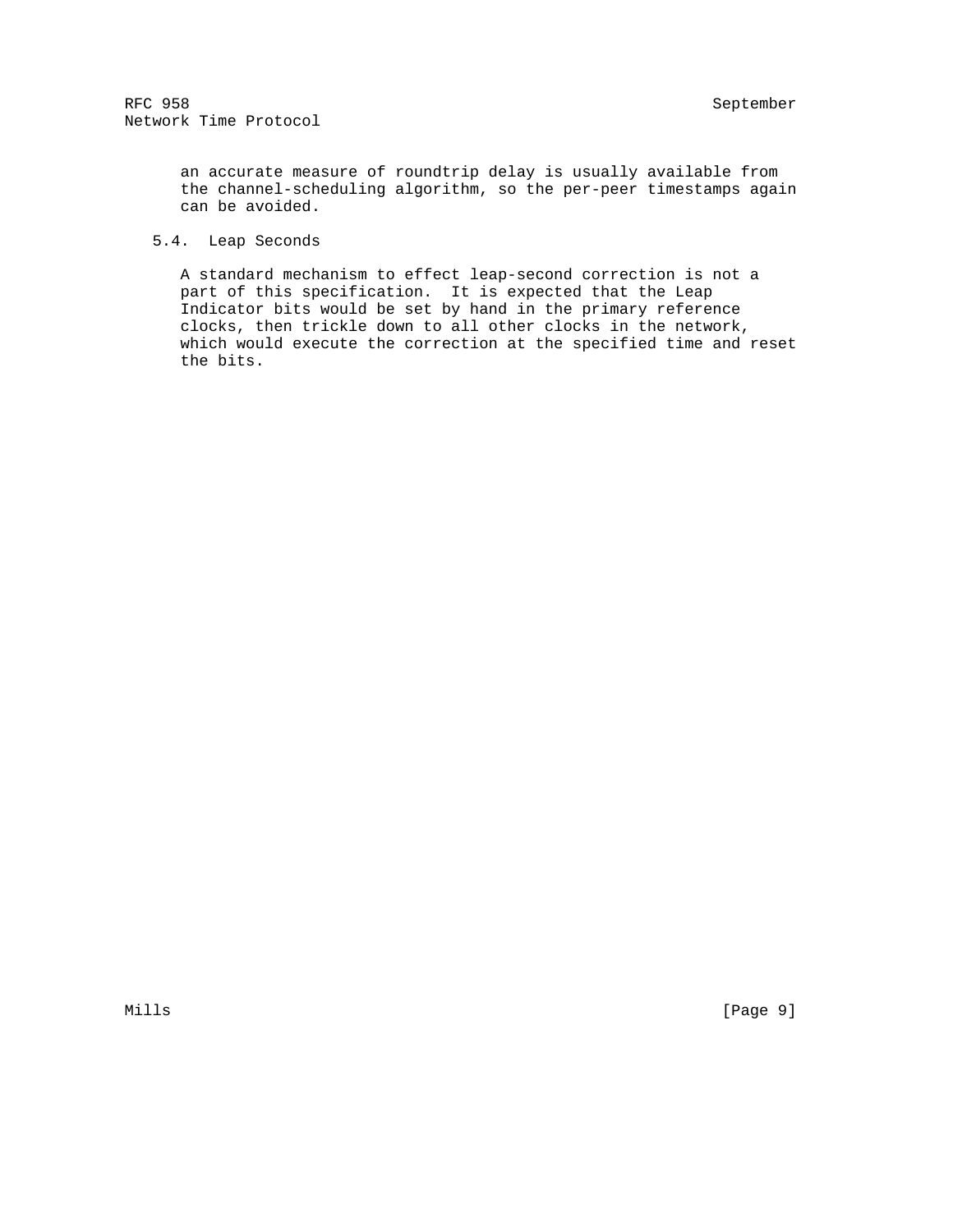an accurate measure of roundtrip delay is usually available from the channel-scheduling algorithm, so the per-peer timestamps again can be avoided.

### 5.4. Leap Seconds

A standard mechanism to effect leap-second correction is not a part of this specification. It is expected that the Leap Indicator bits would be set by hand in the primary reference clocks, then trickle down to all other clocks in the network, which would execute the correction at the specified time and reset the bits.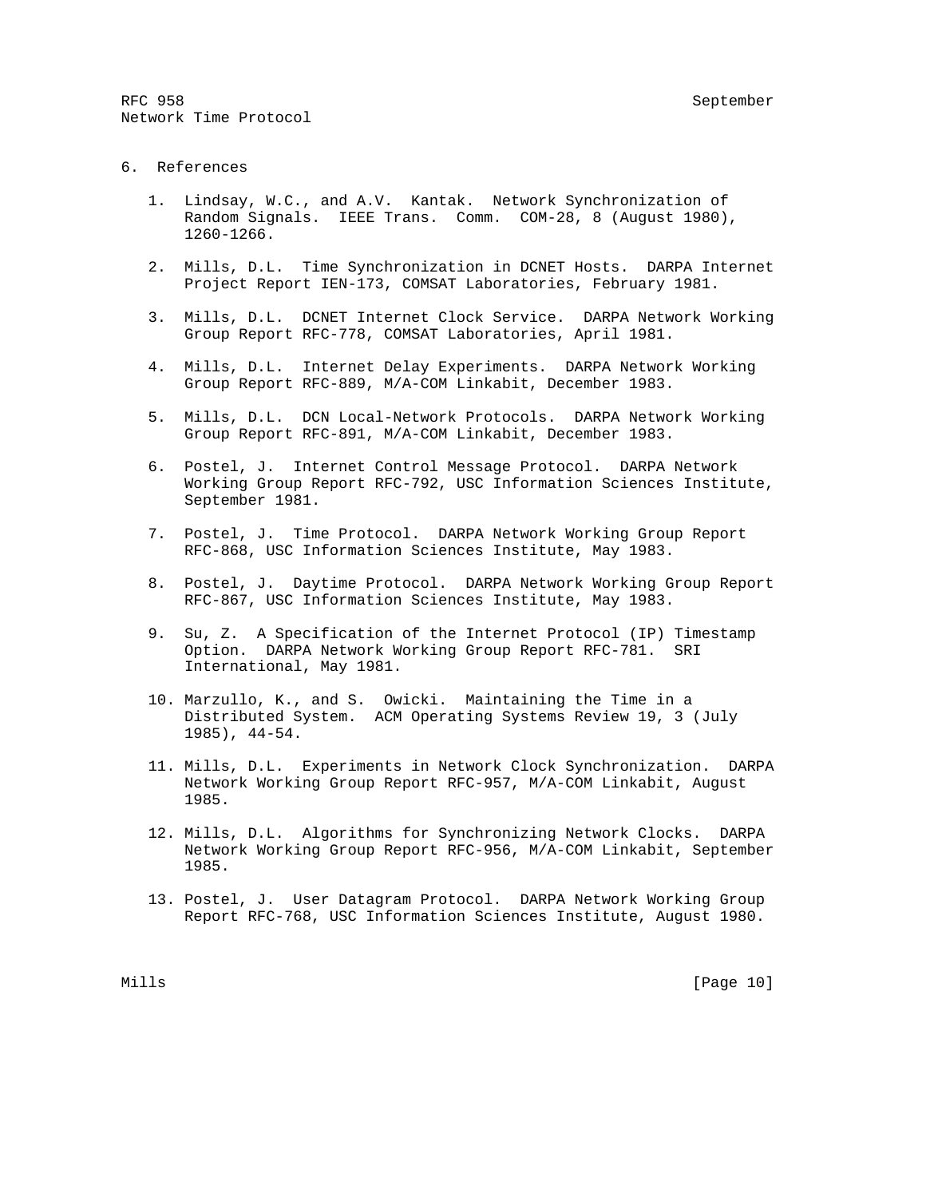## 6. References

1. Lindsay, W.C., and A.V. Kantak. Network Synchronization of Random Signals. IEEE Trans. Comm. COM-28, 8 (August 1980), 1260-1266.

2. Mills, D.L. Time Synchronization in DCNET Hosts. DARPA Internet Project Report IEN-173, COMSAT Laboratories, February 1981.

3. Mills, D.L. DCNET Internet Clock Service. DARPA Network Working Group Report RFC-778, COMSAT Laboratories, April 1981.

4. Mills, D.L. Internet Delay Experiments. DARPA Network Working Group Report RFC-889, M/A-COM Linkabit, December 1983.

5. Mills, D.L. DCN Local-Network Protocols. DARPA Network Working Group Report RFC-891, M/A-COM Linkabit, December 1983.

6. Postel, J. Internet Control Message Protocol. DARPA Network Working Group Report RFC-792, USC Information Sciences Institute, September 1981.

7. Postel, J. Time Protocol. DARPA Network Working Group Report RFC-868, USC Information Sciences Institute, May 1983.

8. Postel, J. Daytime Protocol. DARPA Network Working Group Report RFC-867, USC Information Sciences Institute, May 1983.

9. Su, Z. A Specification of the Internet Protocol (IP) Timestamp Option. DARPA Network Working Group Report RFC-781. SRI International, May 1981.

10. Marzullo, K., and S. Owicki. Maintaining the Time in a Distributed System. ACM Operating Systems Review 19, 3 (July 1985), 44-54.

11. Mills, D.L. Experiments in Network Clock Synchronization. DARPA Network Working Group Report RFC-957, M/A-COM Linkabit, August 1985.

12. Mills, D.L. Algorithms for Synchronizing Network Clocks. DARPA Network Working Group Report RFC-956, M/A-COM Linkabit, September 1985.

13. Postel, J. User Datagram Protocol. DARPA Network Working Group Report RFC-768, USC Information Sciences Institute, August 1980.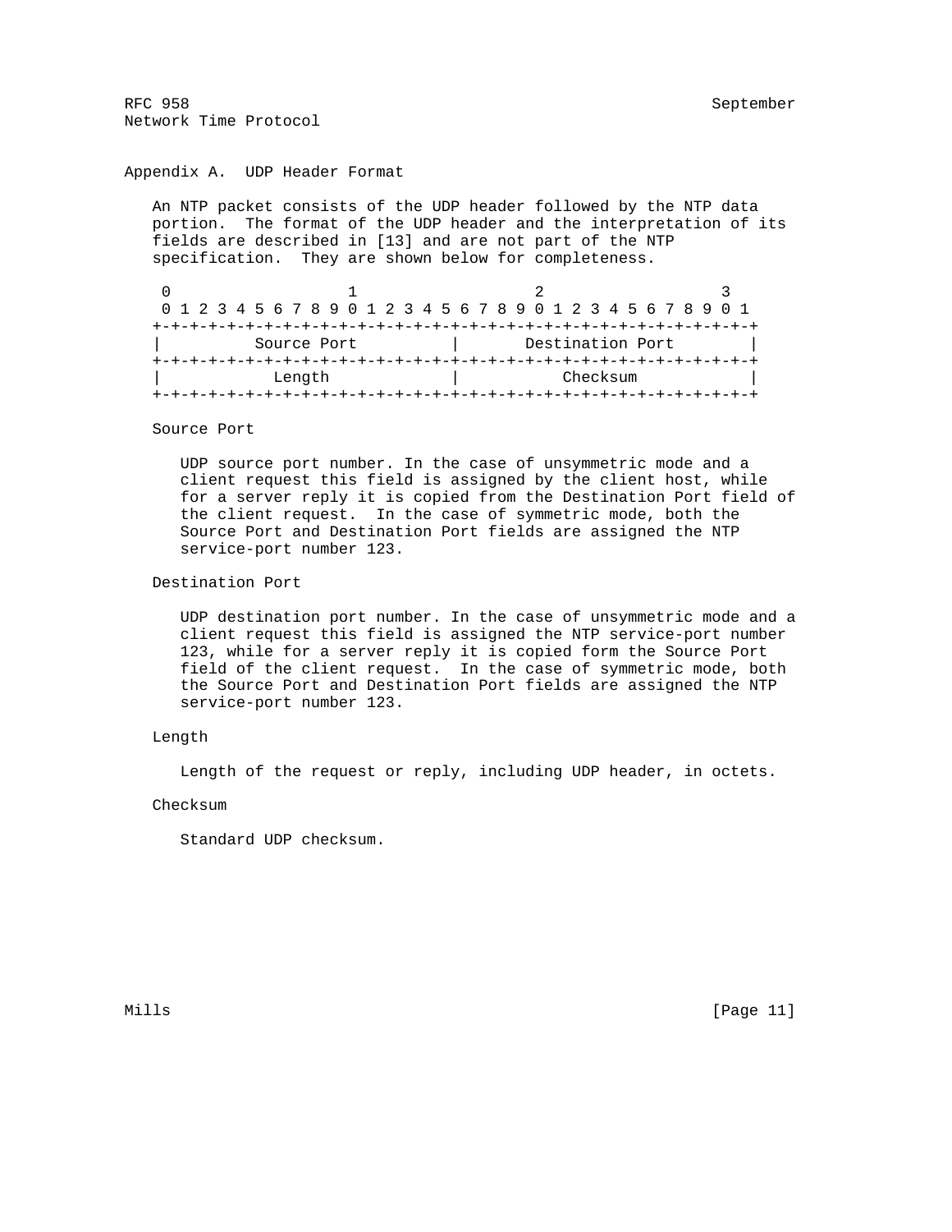# Appendix A. UDP Header Format

An NTP packet consists of the UDP header followed by the NTP data portion. The format of the UDP header and the interpretation of its fields are described in [13] and are not part of the NTP specification. They are shown below for completeness.

```
 0                   1                   2                   3
 0 1 2 3 4 5 6 7 8 9 0 1 2 3 4 5 6 7 8 9 0 1 2 3 4 5 6 7 8 9 0 1
+-+-+-+-+-+-+-+-+-+-+-+-+-+-+-+-+-+-+-+-+-+-+-+-+-+-+-+-+-+-+-+-+
|          Source Port          |       Destination Port        |
+-+-+-+-+-+-+-+-+-+-+-+-+-+-+-+-+-+-+-+-+-+-+-+-+-+-+-+-+-+-+-+-+
|            Length             |           Checksum            |
+-+-+-+-+-+-+-+-+-+-+-+-+-+-+-+-+-+-+-+-+-+-+-+-+-+-+-+-+-+-+-+-+
```

Source Port

UDP source port number. In the case of unsymmetric mode and a client request this field is assigned by the client host, while for a server reply it is copied from the Destination Port field of the client request. In the case of symmetric mode, both the Source Port and Destination Port fields are assigned the NTP service-port number 123.

Destination Port

UDP destination port number. In the case of unsymmetric mode and a client request this field is assigned the NTP service-port number 123, while for a server reply it is copied form the Source Port field of the client request. In the case of symmetric mode, both the Source Port and Destination Port fields are assigned the NTP service-port number 123.

Length

Length of the request or reply, including UDP header, in octets.

Checksum

Standard UDP checksum.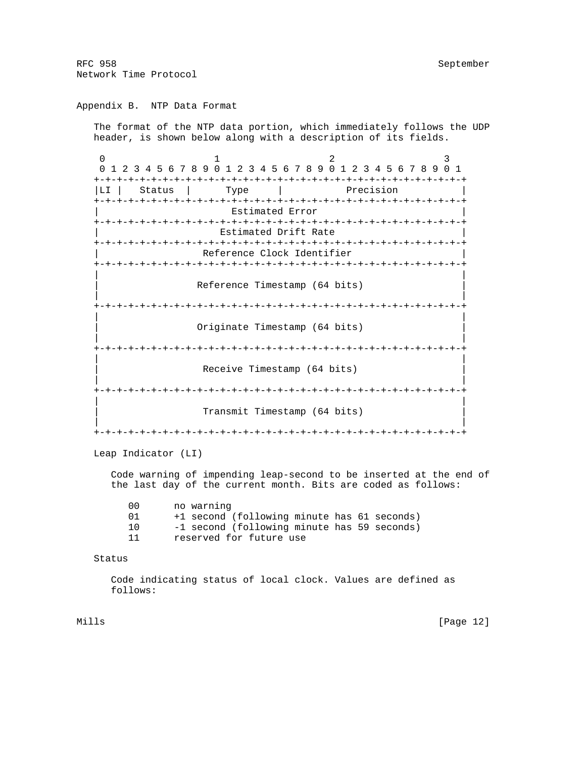## Appendix B. NTP Data Format

The format of the NTP data portion, which immediately follows the UDP header, is shown below along with a description of its fields.

```
 0                   1                   2                   3
 0 1 2 3 4 5 6 7 8 9 0 1 2 3 4 5 6 7 8 9 0 1 2 3 4 5 6 7 8 9 0 1
+-+-+-+-+-+-+-+-+-+-+-+-+-+-+-+-+-+-+-+-+-+-+-+-+-+-+-+-+-+-+-+-+
|LI |   Status  |      Type     |           Precision           |
+-+-+-+-+-+-+-+-+-+-+-+-+-+-+-+-+-+-+-+-+-+-+-+-+-+-+-+-+-+-+-+-+
|                       Estimated Error                         |
+-+-+-+-+-+-+-+-+-+-+-+-+-+-+-+-+-+-+-+-+-+-+-+-+-+-+-+-+-+-+-+-+
|                     Estimated Drift Rate                      |
+-+-+-+-+-+-+-+-+-+-+-+-+-+-+-+-+-+-+-+-+-+-+-+-+-+-+-+-+-+-+-+-+
|                  Reference Clock Identifier                   |
+-+-+-+-+-+-+-+-+-+-+-+-+-+-+-+-+-+-+-+-+-+-+-+-+-+-+-+-+-+-+-+-+
|                                                               |
|                 Reference Timestamp (64 bits)                 |
|                                                               |
+-+-+-+-+-+-+-+-+-+-+-+-+-+-+-+-+-+-+-+-+-+-+-+-+-+-+-+-+-+-+-+-+
|                                                               |
|                 Originate Timestamp (64 bits)                 |
|                                                               |
+-+-+-+-+-+-+-+-+-+-+-+-+-+-+-+-+-+-+-+-+-+-+-+-+-+-+-+-+-+-+-+-+
|                                                               |
|                  Receive Timestamp (64 bits)                  |
|                                                               |
+-+-+-+-+-+-+-+-+-+-+-+-+-+-+-+-+-+-+-+-+-+-+-+-+-+-+-+-+-+-+-+-+
|                                                               |
|                  Transmit Timestamp (64 bits)                 |
|                                                               |
+-+-+-+-+-+-+-+-+-+-+-+-+-+-+-+-+-+-+-+-+-+-+-+-+-+-+-+-+-+-+-+-+
```

Leap Indicator (LI)

Code warning of impending leap-second to be inserted at the end of the last day of the current month. Bits are coded as follows:

```
00      no warning
01      +1 second (following minute has 61 seconds)
10      -1 second (following minute has 59 seconds)
11      reserved for future use
```

Status

Code indicating status of local clock. Values are defined as follows: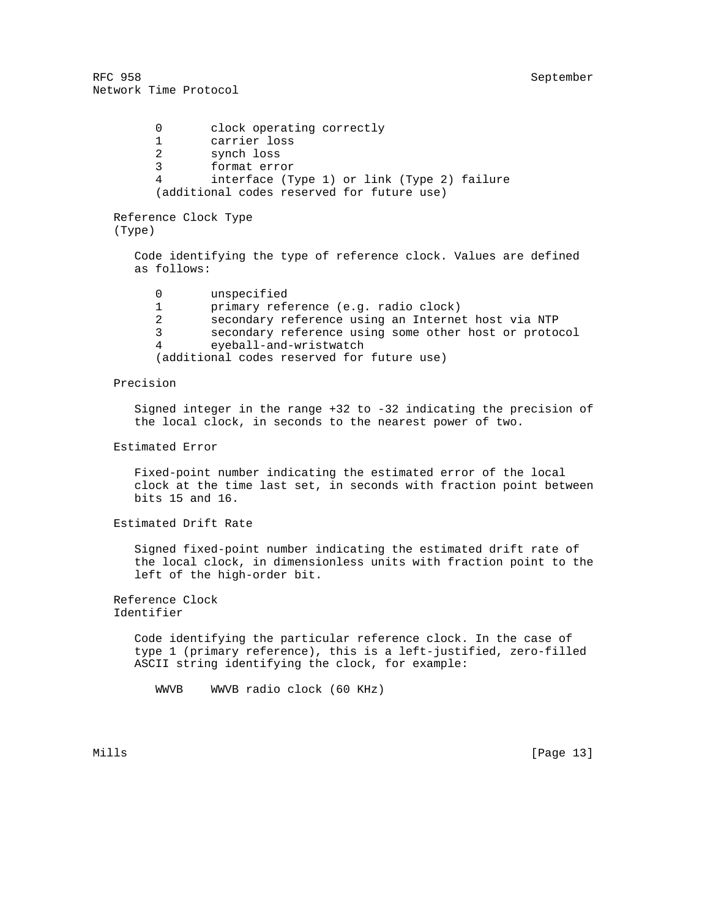0 clock operating correctly
1 carrier loss
2 synch loss
3 format error
4 interface (Type 1) or link (Type 2) failure
(additional codes reserved for future use)

Reference Clock Type (Type)

Code identifying the type of reference clock. Values are defined as follows:

0 unspecified
1 primary reference (e.g. radio clock)
2 secondary reference using an Internet host via NTP
3 secondary reference using some other host or protocol
4 eyeball-and-wristwatch
(additional codes reserved for future use)

Precision

Signed integer in the range +32 to -32 indicating the precision of the local clock, in seconds to the nearest power of two.

Estimated Error

Fixed-point number indicating the estimated error of the local clock at the time last set, in seconds with fraction point between bits 15 and 16.

Estimated Drift Rate

Signed fixed-point number indicating the estimated drift rate of the local clock, in dimensionless units with fraction point to the left of the high-order bit.

Reference Clock Identifier

Code identifying the particular reference clock. In the case of type 1 (primary reference), this is a left-justified, zero-filled ASCII string identifying the clock, for example:

WWVB WWVB radio clock (60 KHz)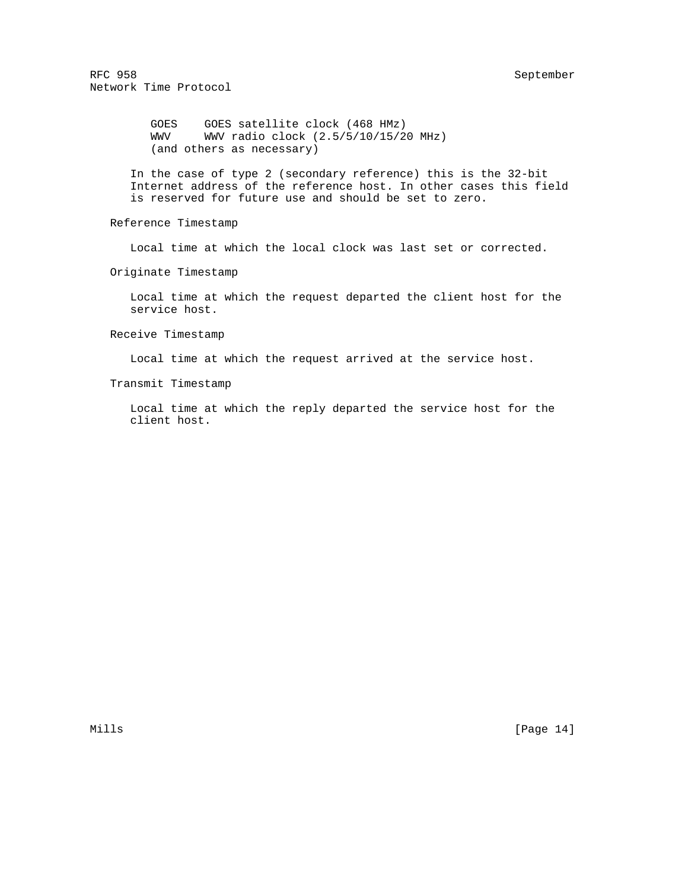GOES    GOES satellite clock (468 HMz)
WWV     WWV radio clock (2.5/5/10/15/20 MHz)
(and others as necessary)

In the case of type 2 (secondary reference) this is the 32-bit Internet address of the reference host. In other cases this field is reserved for future use and should be set to zero.

Reference Timestamp

Local time at which the local clock was last set or corrected.

Originate Timestamp

Local time at which the request departed the client host for the service host.

Receive Timestamp

Local time at which the request arrived at the service host.

Transmit Timestamp

Local time at which the reply departed the service host for the client host.